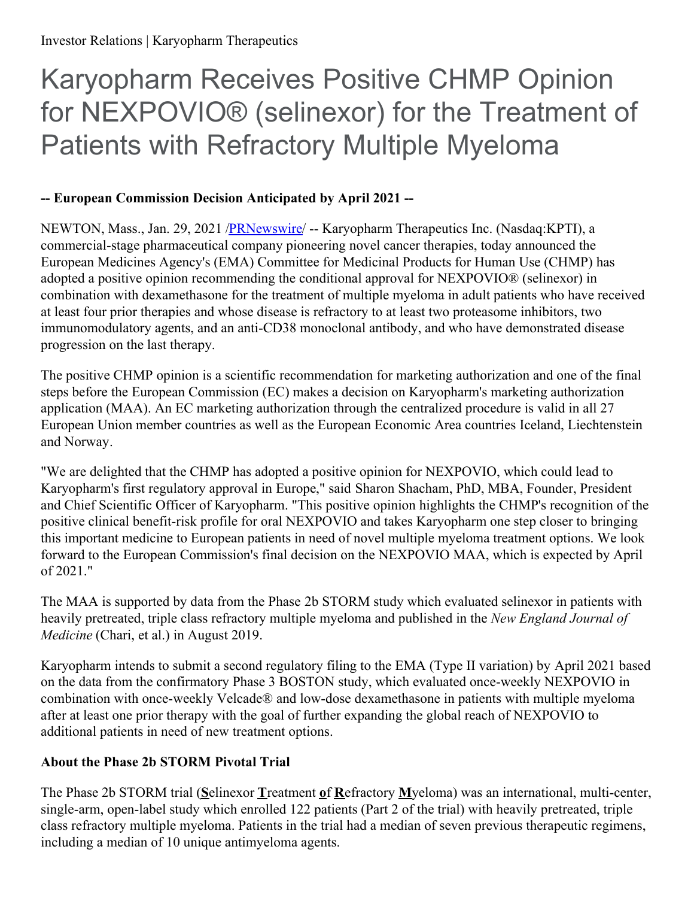# Karyopharm Receives Positive CHMP Opinion for NEXPOVIO® (selinexor) for the Treatment of Patients with Refractory Multiple Myeloma

**-- European Commission Decision Anticipated by April 2021 --**

NEWTON, Mass., Jan. 29, 2021 /PRNewswire/ -- Karyopharm Therapeutics Inc. (Nasdaq:KPTI), a commercial-stage pharmaceutical company pioneering novel cancer therapies, today announced the European Medicines Agency's (EMA) Committee for Medicinal Products for Human Use (CHMP) has adopted a positive opinion recommending the conditional approval for NEXPOVIO® (selinexor) in combination with dexamethasone for the treatment of multiple myeloma in adult patients who have received at least four prior therapies and whose disease is refractory to at least two proteasome inhibitors, two immunomodulatory agents, and an anti-CD38 monoclonal antibody, and who have demonstrated disease progression on the last therapy.

The positive CHMP opinion is a scientific recommendation for marketing authorization and one of the final steps before the European Commission (EC) makes a decision on Karyopharm's marketing authorization application (MAA). An EC marketing authorization through the centralized procedure is valid in all 27 European Union member countries as well as the European Economic Area countries Iceland, Liechtenstein and Norway.

"We are delighted that the CHMP has adopted a positive opinion for NEXPOVIO, which could lead to Karyopharm's first regulatory approval in Europe," said Sharon Shacham, PhD, MBA, Founder, President and Chief Scientific Officer of Karyopharm. "This positive opinion highlights the CHMP's recognition of the positive clinical benefit-risk profile for oral NEXPOVIO and takes Karyopharm one step closer to bringing this important medicine to European patients in need of novel multiple myeloma treatment options. We look forward to the European Commission's final decision on the NEXPOVIO MAA, which is expected by April of 2021."

The MAA is supported by data from the Phase 2b STORM study which evaluated selinexor in patients with heavily pretreated, triple class refractory multiple myeloma and published in the *New England Journal of Medicine* (Chari, et al.) in August 2019.

Karyopharm intends to submit a second regulatory filing to the EMA (Type II variation) by April 2021 based on the data from the confirmatory Phase 3 BOSTON study, which evaluated once-weekly NEXPOVIO in combination with once-weekly Velcade® and low-dose dexamethasone in patients with multiple myeloma after at least one prior therapy with the goal of further expanding the global reach of NEXPOVIO to additional patients in need of new treatment options.

**About the Phase 2b STORM Pivotal Trial**

The Phase 2b STORM trial (**S**elinexor **T**reatment **o**f **R**efractory **M**yeloma) was an international, multi-center, single-arm, open-label study which enrolled 122 patients (Part 2 of the trial) with heavily pretreated, triple class refractory multiple myeloma. Patients in the trial had a median of seven previous therapeutic regimens, including a median of 10 unique antimyeloma agents.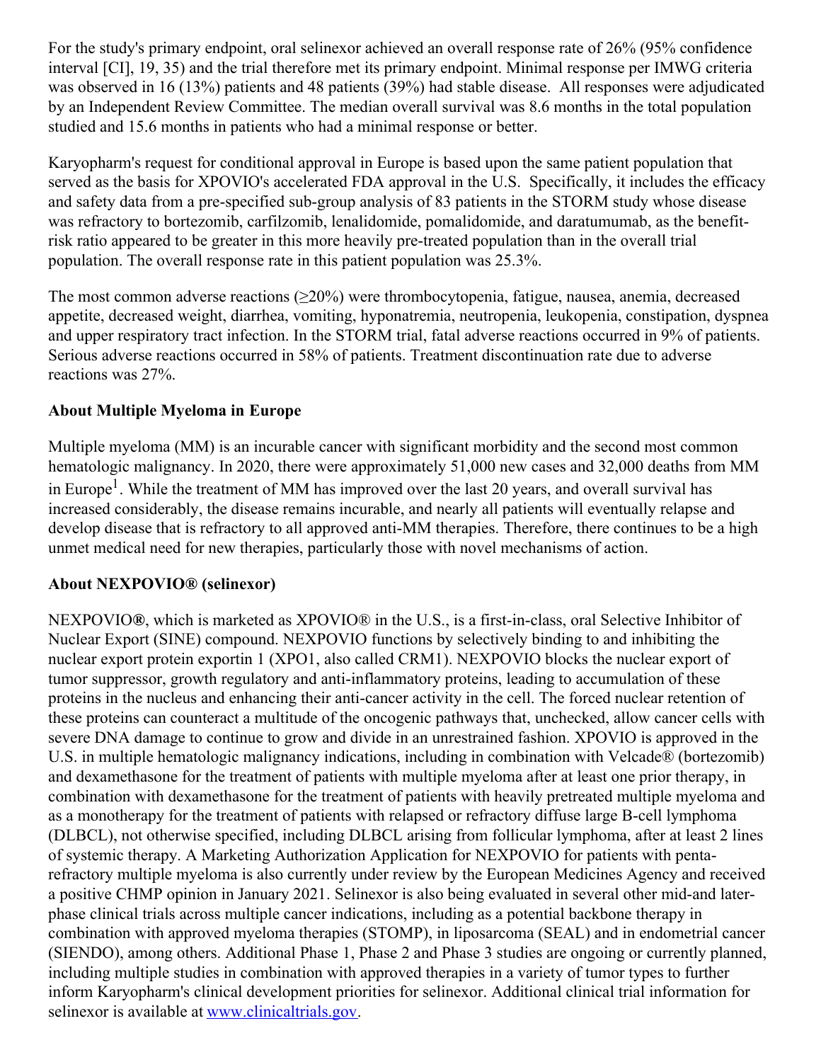For the study's primary endpoint, oral selinexor achieved an overall response rate of 26% (95% confidence interval [CI], 19, 35) and the trial therefore met its primary endpoint. Minimal response per IMWG criteria was observed in 16 (13%) patients and 48 patients (39%) had stable disease. All responses were adjudicated by an Independent Review Committee. The median overall survival was 8.6 months in the total population studied and 15.6 months in patients who had a minimal response or better.

Karyopharm's request for conditional approval in Europe is based upon the same patient population that served as the basis for XPOVIO's accelerated FDA approval in the U.S. Specifically, it includes the efficacy and safety data from a pre-specified sub-group analysis of 83 patients in the STORM study whose disease was refractory to bortezomib, carfilzomib, lenalidomide, pomalidomide, and daratumumab, as the benefit-risk ratio appeared to be greater in this more heavily pre-treated population than in the overall trial population. The overall response rate in this patient population was 25.3%.

The most common adverse reactions (≥20%) were thrombocytopenia, fatigue, nausea, anemia, decreased appetite, decreased weight, diarrhea, vomiting, hyponatremia, neutropenia, leukopenia, constipation, dyspnea and upper respiratory tract infection. In the STORM trial, fatal adverse reactions occurred in 9% of patients. Serious adverse reactions occurred in 58% of patients. Treatment discontinuation rate due to adverse reactions was 27%.

**About Multiple Myeloma in Europe**

Multiple myeloma (MM) is an incurable cancer with significant morbidity and the second most common hematologic malignancy. In 2020, there were approximately 51,000 new cases and 32,000 deaths from MM in Europe[1]. While the treatment of MM has improved over the last 20 years, and overall survival has increased considerably, the disease remains incurable, and nearly all patients will eventually relapse and develop disease that is refractory to all approved anti-MM therapies. Therefore, there continues to be a high unmet medical need for new therapies, particularly those with novel mechanisms of action.

**About NEXPOVIO® (selinexor)**

NEXPOVIO**®**, which is marketed as XPOVIO® in the U.S., is a first-in-class, oral Selective Inhibitor of Nuclear Export (SINE) compound. NEXPOVIO functions by selectively binding to and inhibiting the nuclear export protein exportin 1 (XPO1, also called CRM1). NEXPOVIO blocks the nuclear export of tumor suppressor, growth regulatory and anti-inflammatory proteins, leading to accumulation of these proteins in the nucleus and enhancing their anti-cancer activity in the cell. The forced nuclear retention of these proteins can counteract a multitude of the oncogenic pathways that, unchecked, allow cancer cells with severe DNA damage to continue to grow and divide in an unrestrained fashion. XPOVIO is approved in the U.S. in multiple hematologic malignancy indications, including in combination with Velcade® (bortezomib) and dexamethasone for the treatment of patients with multiple myeloma after at least one prior therapy, in combination with dexamethasone for the treatment of patients with heavily pretreated multiple myeloma and as a monotherapy for the treatment of patients with relapsed or refractory diffuse large B-cell lymphoma (DLBCL), not otherwise specified, including DLBCL arising from follicular lymphoma, after at least 2 lines of systemic therapy. A Marketing Authorization Application for NEXPOVIO for patients with penta-refractory multiple myeloma is also currently under review by the European Medicines Agency and received a positive CHMP opinion in January 2021. Selinexor is also being evaluated in several other mid-and later-phase clinical trials across multiple cancer indications, including as a potential backbone therapy in combination with approved myeloma therapies (STOMP), in liposarcoma (SEAL) and in endometrial cancer (SIENDO), among others. Additional Phase 1, Phase 2 and Phase 3 studies are ongoing or currently planned, including multiple studies in combination with approved therapies in a variety of tumor types to further inform Karyopharm's clinical development priorities for selinexor. Additional clinical trial information for selinexor is available at [www.clinicaltrials.gov](http://www.clinicaltrials.gov).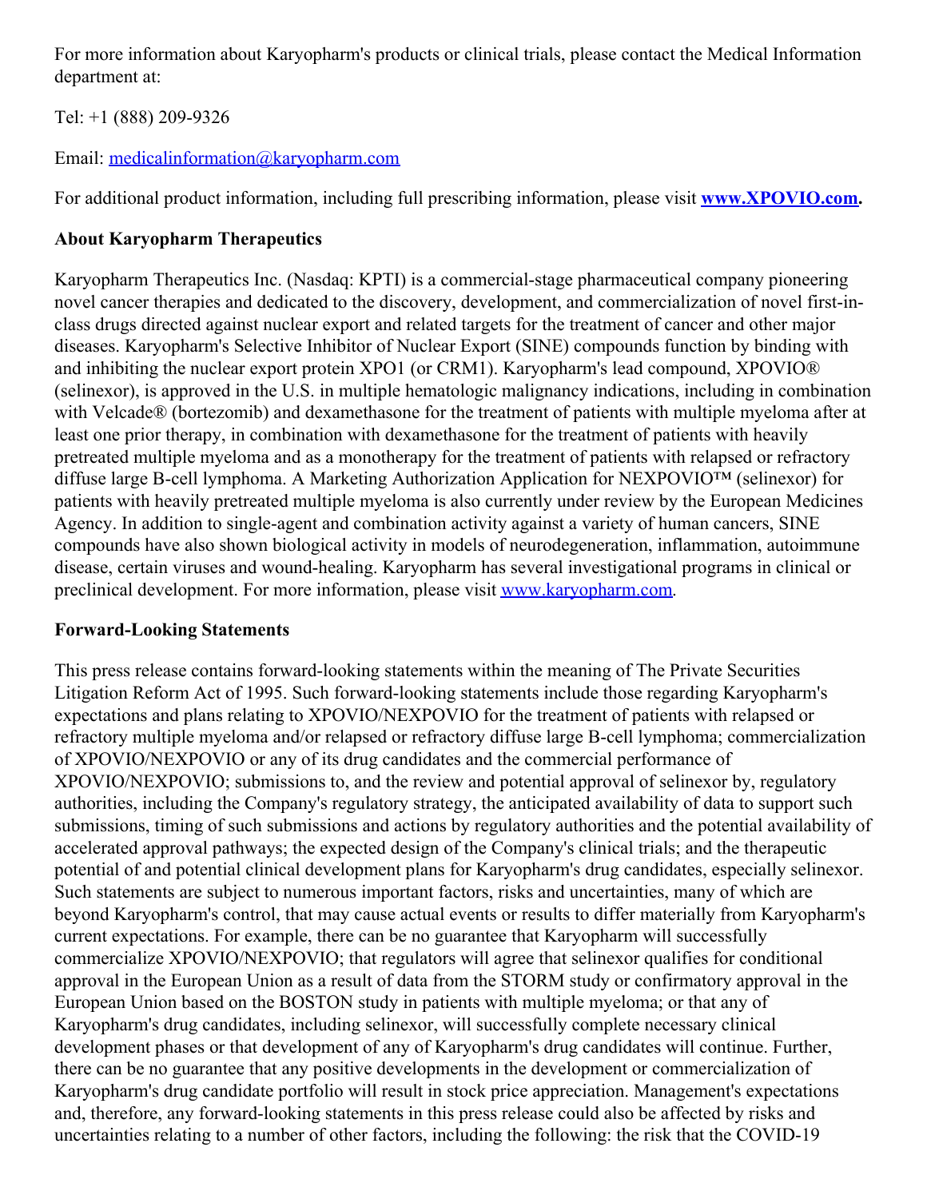For more information about Karyopharm's products or clinical trials, please contact the Medical Information department at:

Tel: +1 (888) 209-9326

Email: [medicalinformation@karyopharm.com](mailto:medicalinformation@karyopharm.com)

For additional product information, including full prescribing information, please visit **[www.XPOVIO.com](http://www.XPOVIO.com).**

**About Karyopharm Therapeutics**

Karyopharm Therapeutics Inc. (Nasdaq: KPTI) is a commercial-stage pharmaceutical company pioneering novel cancer therapies and dedicated to the discovery, development, and commercialization of novel first-in-class drugs directed against nuclear export and related targets for the treatment of cancer and other major diseases. Karyopharm's Selective Inhibitor of Nuclear Export (SINE) compounds function by binding with and inhibiting the nuclear export protein XPO1 (or CRM1). Karyopharm's lead compound, XPOVIO® (selinexor), is approved in the U.S. in multiple hematologic malignancy indications, including in combination with Velcade® (bortezomib) and dexamethasone for the treatment of patients with multiple myeloma after at least one prior therapy, in combination with dexamethasone for the treatment of patients with heavily pretreated multiple myeloma and as a monotherapy for the treatment of patients with relapsed or refractory diffuse large B-cell lymphoma. A Marketing Authorization Application for NEXPOVIO™ (selinexor) for patients with heavily pretreated multiple myeloma is also currently under review by the European Medicines Agency. In addition to single-agent and combination activity against a variety of human cancers, SINE compounds have also shown biological activity in models of neurodegeneration, inflammation, autoimmune disease, certain viruses and wound-healing. Karyopharm has several investigational programs in clinical or preclinical development. For more information, please visit [www.karyopharm.com](http://www.karyopharm.com).

**Forward-Looking Statements**

This press release contains forward-looking statements within the meaning of The Private Securities Litigation Reform Act of 1995. Such forward-looking statements include those regarding Karyopharm's expectations and plans relating to XPOVIO/NEXPOVIO for the treatment of patients with relapsed or refractory multiple myeloma and/or relapsed or refractory diffuse large B-cell lymphoma; commercialization of XPOVIO/NEXPOVIO or any of its drug candidates and the commercial performance of XPOVIO/NEXPOVIO; submissions to, and the review and potential approval of selinexor by, regulatory authorities, including the Company's regulatory strategy, the anticipated availability of data to support such submissions, timing of such submissions and actions by regulatory authorities and the potential availability of accelerated approval pathways; the expected design of the Company's clinical trials; and the therapeutic potential of and potential clinical development plans for Karyopharm's drug candidates, especially selinexor. Such statements are subject to numerous important factors, risks and uncertainties, many of which are beyond Karyopharm's control, that may cause actual events or results to differ materially from Karyopharm's current expectations. For example, there can be no guarantee that Karyopharm will successfully commercialize XPOVIO/NEXPOVIO; that regulators will agree that selinexor qualifies for conditional approval in the European Union as a result of data from the STORM study or confirmatory approval in the European Union based on the BOSTON study in patients with multiple myeloma; or that any of Karyopharm's drug candidates, including selinexor, will successfully complete necessary clinical development phases or that development of any of Karyopharm's drug candidates will continue. Further, there can be no guarantee that any positive developments in the development or commercialization of Karyopharm's drug candidate portfolio will result in stock price appreciation. Management's expectations and, therefore, any forward-looking statements in this press release could also be affected by risks and uncertainties relating to a number of other factors, including the following: the risk that the COVID-19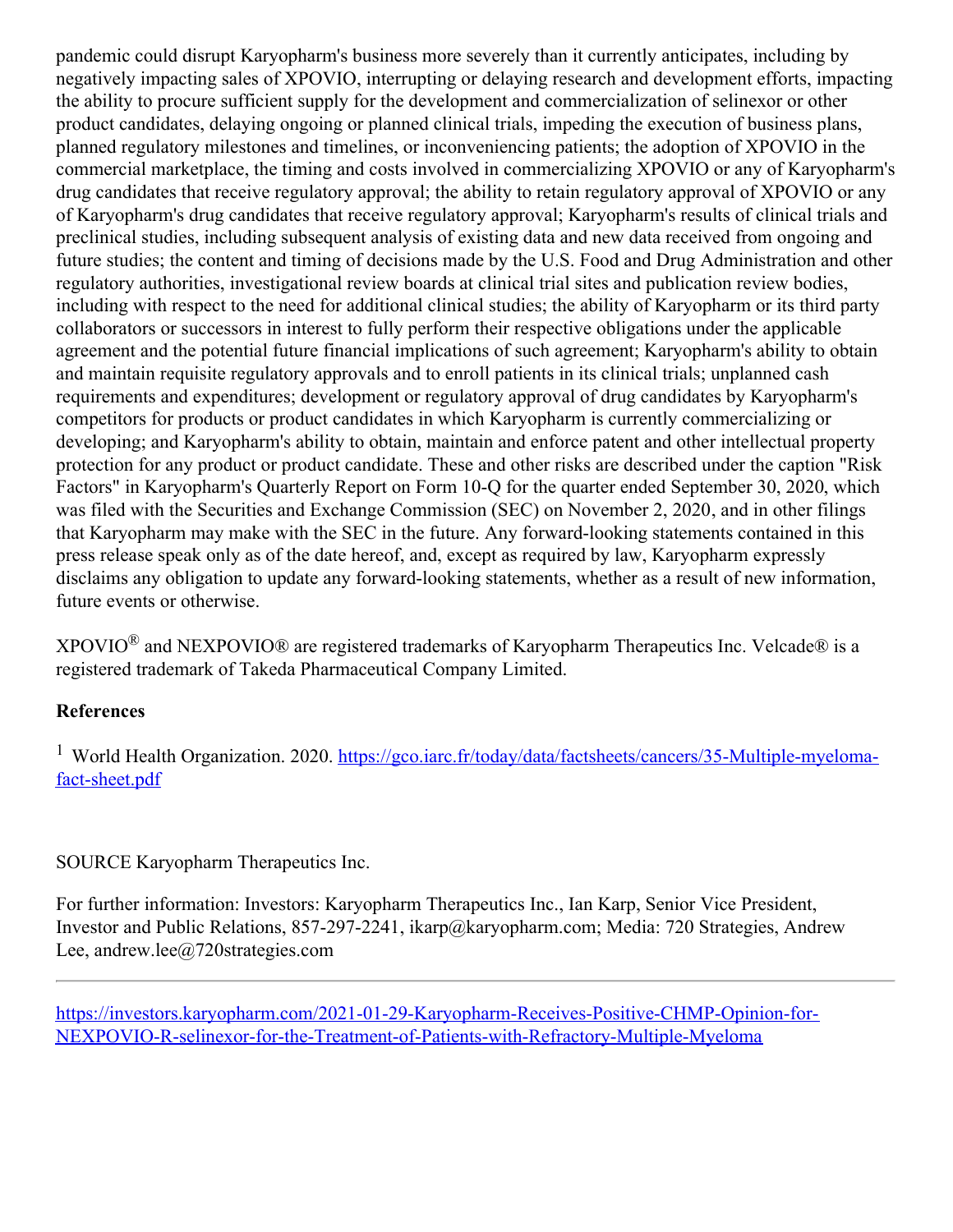pandemic could disrupt Karyopharm's business more severely than it currently anticipates, including by negatively impacting sales of XPOVIO, interrupting or delaying research and development efforts, impacting the ability to procure sufficient supply for the development and commercialization of selinexor or other product candidates, delaying ongoing or planned clinical trials, impeding the execution of business plans, planned regulatory milestones and timelines, or inconveniencing patients; the adoption of XPOVIO in the commercial marketplace, the timing and costs involved in commercializing XPOVIO or any of Karyopharm's drug candidates that receive regulatory approval; the ability to retain regulatory approval of XPOVIO or any of Karyopharm's drug candidates that receive regulatory approval; Karyopharm's results of clinical trials and preclinical studies, including subsequent analysis of existing data and new data received from ongoing and future studies; the content and timing of decisions made by the U.S. Food and Drug Administration and other regulatory authorities, investigational review boards at clinical trial sites and publication review bodies, including with respect to the need for additional clinical studies; the ability of Karyopharm or its third party collaborators or successors in interest to fully perform their respective obligations under the applicable agreement and the potential future financial implications of such agreement; Karyopharm's ability to obtain and maintain requisite regulatory approvals and to enroll patients in its clinical trials; unplanned cash requirements and expenditures; development or regulatory approval of drug candidates by Karyopharm's competitors for products or product candidates in which Karyopharm is currently commercializing or developing; and Karyopharm's ability to obtain, maintain and enforce patent and other intellectual property protection for any product or product candidate. These and other risks are described under the caption "Risk Factors" in Karyopharm's Quarterly Report on Form 10-Q for the quarter ended September 30, 2020, which was filed with the Securities and Exchange Commission (SEC) on November 2, 2020, and in other filings that Karyopharm may make with the SEC in the future. Any forward-looking statements contained in this press release speak only as of the date hereof, and, except as required by law, Karyopharm expressly disclaims any obligation to update any forward-looking statements, whether as a result of new information, future events or otherwise.

XPOVIO® and NEXPOVIO® are registered trademarks of Karyopharm Therapeutics Inc. Velcade® is a registered trademark of Takeda Pharmaceutical Company Limited.

**References**

[1] World Health Organization. 2020. https://gco.iarc.fr/today/data/factsheets/cancers/35-Multiple-myeloma-fact-sheet.pdf

SOURCE Karyopharm Therapeutics Inc.

For further information: Investors: Karyopharm Therapeutics Inc., Ian Karp, Senior Vice President, Investor and Public Relations, 857-297-2241, ikarp@karyopharm.com; Media: 720 Strategies, Andrew Lee, andrew.lee@720strategies.com

---

https://investors.karyopharm.com/2021-01-29-Karyopharm-Receives-Positive-CHMP-Opinion-for-NEXPOVIO-R-selinexor-for-the-Treatment-of-Patients-with-Refractory-Multiple-Myeloma